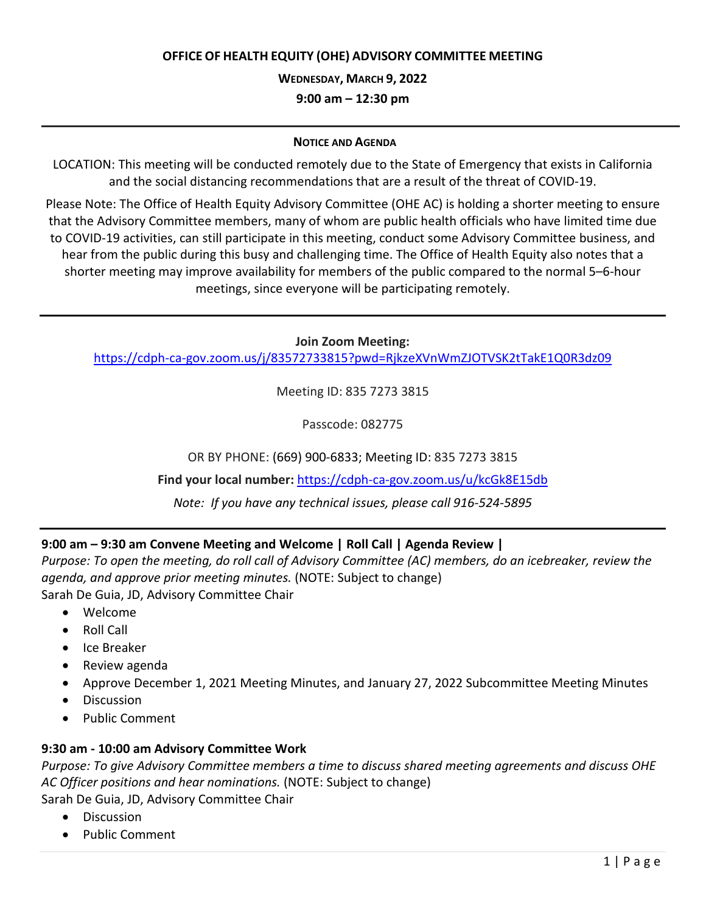# OFFICE OF HEALTH EQUITY (OHE) ADVISORY COMMITTEE MEETING

**WEDNESDAY, MARCH 9, 2022**

**9:00 am – 12:30 pm**

---

## NOTICE AND AGENDA

LOCATION: This meeting will be conducted remotely due to the State of Emergency that exists in California and the social distancing recommendations that are a result of the threat of COVID-19.

Please Note: The Office of Health Equity Advisory Committee (OHE AC) is holding a shorter meeting to ensure that the Advisory Committee members, many of whom are public health officials who have limited time due to COVID-19 activities, can still participate in this meeting, conduct some Advisory Committee business, and hear from the public during this busy and challenging time. The Office of Health Equity also notes that a shorter meeting may improve availability for members of the public compared to the normal 5–6-hour meetings, since everyone will be participating remotely.

---

**Join Zoom Meeting:**
https://cdph-ca-gov.zoom.us/j/83572733815?pwd=RjkzeXVnWmZJOTVSK2tTakE1Q0R3dz09

Meeting ID: 835 7273 3815

Passcode: 082775

OR BY PHONE: (669) 900-6833; Meeting ID: 835 7273 3815

**Find your local number:** https://cdph-ca-gov.zoom.us/u/kcGk8E15db

*Note: If you have any technical issues, please call 916-524-5895*

---

### 9:00 am – 9:30 am Convene Meeting and Welcome | Roll Call | Agenda Review |

*Purpose: To open the meeting, do roll call of Advisory Committee (AC) members, do an icebreaker, review the agenda, and approve prior meeting minutes.* (NOTE: Subject to change)
Sarah De Guia, JD, Advisory Committee Chair

- Welcome
- Roll Call
- Ice Breaker
- Review agenda
- Approve December 1, 2021 Meeting Minutes, and January 27, 2022 Subcommittee Meeting Minutes
- Discussion
- Public Comment

### 9:30 am - 10:00 am Advisory Committee Work

*Purpose: To give Advisory Committee members a time to discuss shared meeting agreements and discuss OHE AC Officer positions and hear nominations.* (NOTE: Subject to change)
Sarah De Guia, JD, Advisory Committee Chair

- Discussion
- Public Comment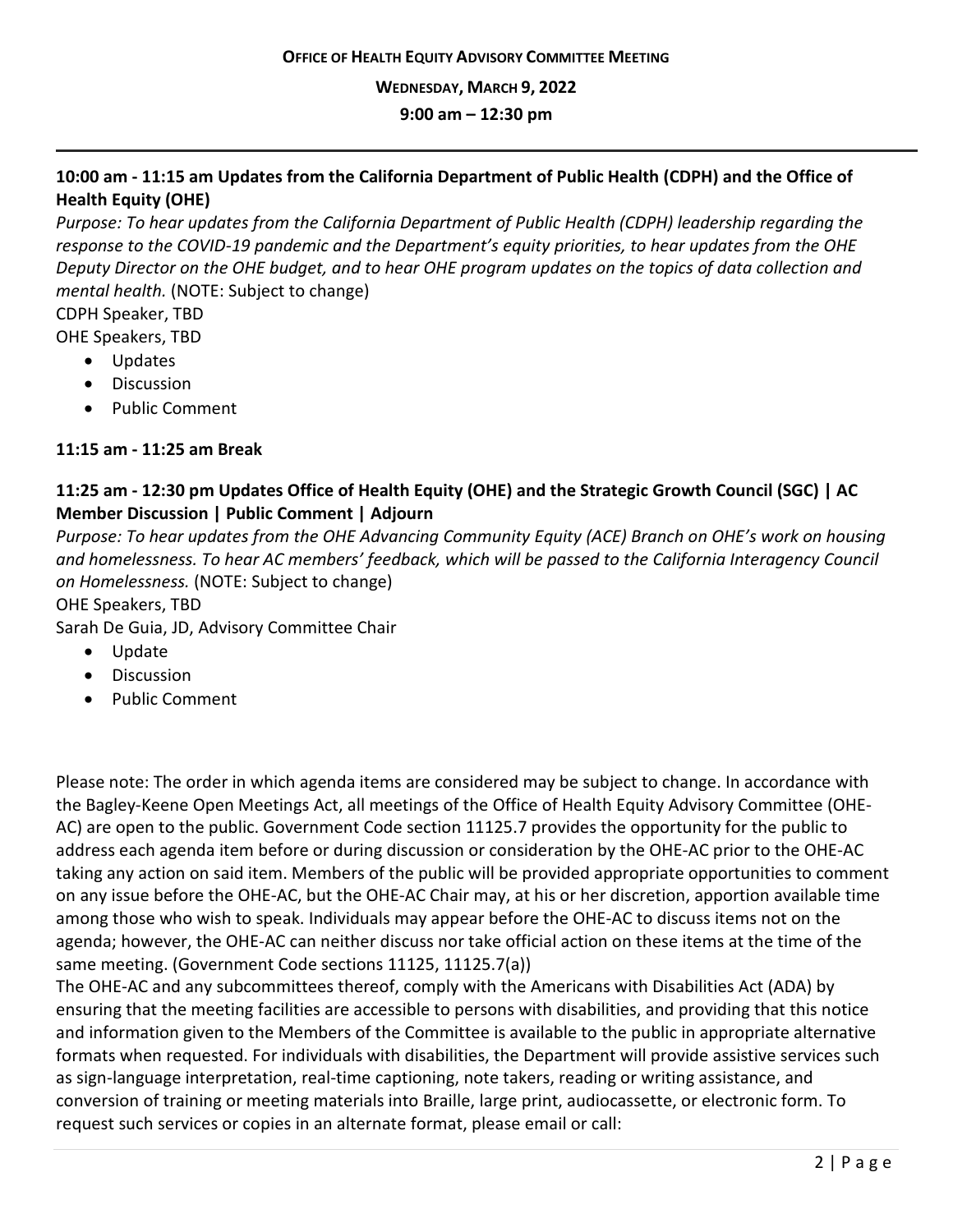**10:00 am - 11:15 am Updates from the California Department of Public Health (CDPH) and the Office of Health Equity (OHE)**

*Purpose: To hear updates from the California Department of Public Health (CDPH) leadership regarding the response to the COVID-19 pandemic and the Department's equity priorities, to hear updates from the OHE Deputy Director on the OHE budget, and to hear OHE program updates on the topics of data collection and mental health.* (NOTE: Subject to change)

CDPH Speaker, TBD

OHE Speakers, TBD

- Updates
- Discussion
- Public Comment

**11:15 am - 11:25 am Break**

**11:25 am - 12:30 pm Updates Office of Health Equity (OHE) and the Strategic Growth Council (SGC) | AC Member Discussion | Public Comment | Adjourn**

*Purpose: To hear updates from the OHE Advancing Community Equity (ACE) Branch on OHE's work on housing and homelessness. To hear AC members' feedback, which will be passed to the California Interagency Council on Homelessness.* (NOTE: Subject to change)

OHE Speakers, TBD

Sarah De Guia, JD, Advisory Committee Chair

- Update
- Discussion
- Public Comment

Please note: The order in which agenda items are considered may be subject to change. In accordance with the Bagley-Keene Open Meetings Act, all meetings of the Office of Health Equity Advisory Committee (OHE-AC) are open to the public. Government Code section 11125.7 provides the opportunity for the public to address each agenda item before or during discussion or consideration by the OHE-AC prior to the OHE-AC taking any action on said item. Members of the public will be provided appropriate opportunities to comment on any issue before the OHE-AC, but the OHE-AC Chair may, at his or her discretion, apportion available time among those who wish to speak. Individuals may appear before the OHE-AC to discuss items not on the agenda; however, the OHE-AC can neither discuss nor take official action on these items at the time of the same meeting. (Government Code sections 11125, 11125.7(a))

The OHE-AC and any subcommittees thereof, comply with the Americans with Disabilities Act (ADA) by ensuring that the meeting facilities are accessible to persons with disabilities, and providing that this notice and information given to the Members of the Committee is available to the public in appropriate alternative formats when requested. For individuals with disabilities, the Department will provide assistive services such as sign-language interpretation, real-time captioning, note takers, reading or writing assistance, and conversion of training or meeting materials into Braille, large print, audiocassette, or electronic form. To request such services or copies in an alternate format, please email or call: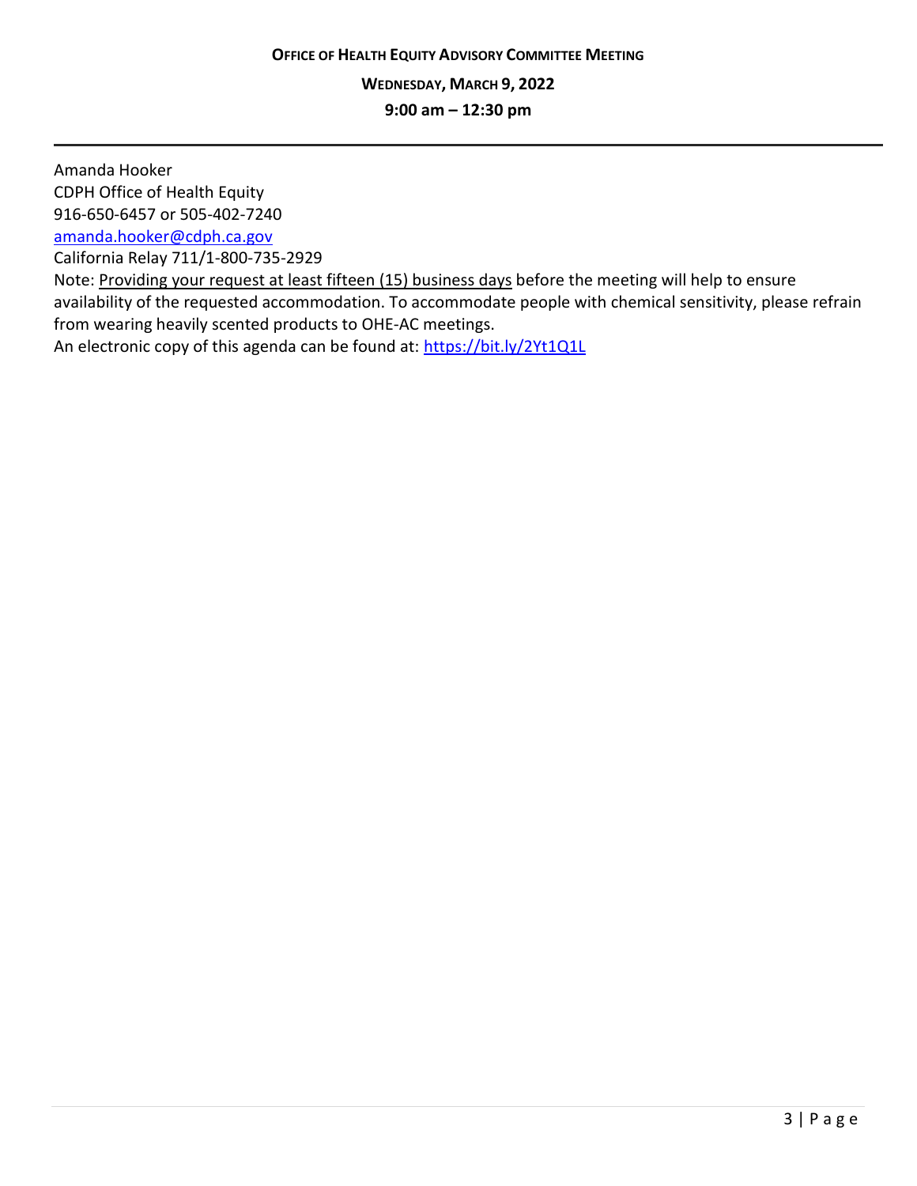Amanda Hooker
CDPH Office of Health Equity
916-650-6457 or 505-402-7240
[amanda.hooker@cdph.ca.gov](mailto:amanda.hooker@cdph.ca.gov)
California Relay 711/1-800-735-2929

Note: Providing your request at least fifteen (15) business days before the meeting will help to ensure availability of the requested accommodation. To accommodate people with chemical sensitivity, please refrain from wearing heavily scented products to OHE-AC meetings.

An electronic copy of this agenda can be found at: [https://bit.ly/2Yt1Q1L](https://bit.ly/2Yt1Q1L)